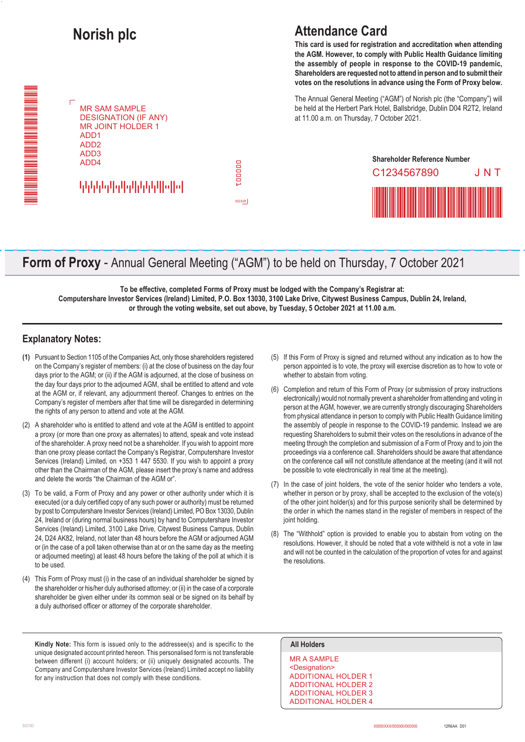# Norish plc

MR SAM SAMPLE
DESIGNATION (IF ANY)
MR JOINT HOLDER 1
ADD1
ADD2
ADD3
ADD4

000001

SG328

# Attendance Card

**This card is used for registration and accreditation when attending the AGM. However, to comply with Public Health Guidance limiting the assembly of people in response to the COVID-19 pandemic, Shareholders are requested not to attend in person and to submit their votes on the resolutions in advance using the Form of Proxy below.**

The Annual General Meeting ("AGM") of Norish plc (the "Company") will be held at the Herbert Park Hotel, Ballsbridge, Dublin D04 R2T2, Ireland at 11.00 a.m. on Thursday, 7 October 2021.

**Shareholder Reference Number**

C1234567890 J N T

## Form of Proxy - Annual General Meeting ("AGM") to be held on Thursday, 7 October 2021

**To be effective, completed Forms of Proxy must be lodged with the Company's Registrar at: Computershare Investor Services (Ireland) Limited, P.O. Box 13030, 3100 Lake Drive, Citywest Business Campus, Dublin 24, Ireland, or through the voting website, set out above, by Tuesday, 5 October 2021 at 11.00 a.m.**

## Explanatory Notes:

**(1)** Pursuant to Section 1105 of the Companies Act, only those shareholders registered on the Company's register of members: (i) at the close of business on the day four days prior to the AGM; or (ii) if the AGM is adjourned, at the close of business on the day four days prior to the adjourned AGM, shall be entitled to attend and vote at the AGM or, if relevant, any adjournment thereof. Changes to entries on the Company's register of members after that time will be disregarded in determining the rights of any person to attend and vote at the AGM.

(2) A shareholder who is entitled to attend and vote at the AGM is entitled to appoint a proxy (or more than one proxy as alternates) to attend, speak and vote instead of the shareholder. A proxy need not be a shareholder. If you wish to appoint more than one proxy please contact the Company's Registrar, Computershare Investor Services (Ireland) Limited, on +353 1 447 5530. If you wish to appoint a proxy other than the Chairman of the AGM, please insert the proxy's name and address and delete the words "the Chairman of the AGM or".

(3) To be valid, a Form of Proxy and any power or other authority under which it is executed (or a duly certified copy of any such power or authority) must be returned by post to Computershare Investor Services (Ireland) Limited, PO Box 13030, Dublin 24, Ireland or (during normal business hours) by hand to Computershare Investor Services (Ireland) Limited, 3100 Lake Drive, Citywest Business Campus, Dublin 24, D24 AK82, Ireland, not later than 48 hours before the AGM or adjourned AGM or (in the case of a poll taken otherwise than at or on the same day as the meeting or adjourned meeting) at least 48 hours before the taking of the poll at which it is to be used.

(4) This Form of Proxy must (i) in the case of an individual shareholder be signed by the shareholder or his/her duly authorised attorney; or (ii) in the case of a corporate shareholder be given either under its common seal or be signed on its behalf by a duly authorised officer or attorney of the corporate shareholder.

(5) If this Form of Proxy is signed and returned without any indication as to how the person appointed is to vote, the proxy will exercise discretion as to how to vote or whether to abstain from voting.

(6) Completion and return of this Form of Proxy (or submission of proxy instructions electronically) would not normally prevent a shareholder from attending and voting in person at the AGM, however, we are currently strongly discouraging Shareholders from physical attendance in person to comply with Public Health Guidance limiting the assembly of people in response to the COVID-19 pandemic. Instead we are requesting Shareholders to submit their votes on the resolutions in advance of the meeting through the completion and submission of a Form of Proxy and to join the proceedings via a conference call. Shareholders should be aware that attendance on the conference call will not constitute attendance at the meeting (and it will not be possible to vote electronically in real time at the meeting).

(7) In the case of joint holders, the vote of the senior holder who tenders a vote, whether in person or by proxy, shall be accepted to the exclusion of the vote(s) of the other joint holder(s) and for this purpose seniority shall be determined by the order in which the names stand in the register of members in respect of the joint holding.

(8) The "Withhold" option is provided to enable you to abstain from voting on the resolutions. However, it should be noted that a vote withheld is not a vote in law and will not be counted in the calculation of the proportion of votes for and against the resolutions.

**Kindly Note:** This form is issued only to the addressee(s) and is specific to the unique designated account printed hereon. This personalised form is not transferable between different (i) account holders; or (ii) uniquely designated accounts. The Company and Computershare Investor Services (Ireland) Limited accept no liability for any instruction that does not comply with these conditions.

**All Holders**

MR A SAMPLE
<Designation>
ADDITIONAL HOLDER 1
ADDITIONAL HOLDER 2
ADDITIONAL HOLDER 3
ADDITIONAL HOLDER 4

SG150

00000XXX/000000/000000 12R6AA D01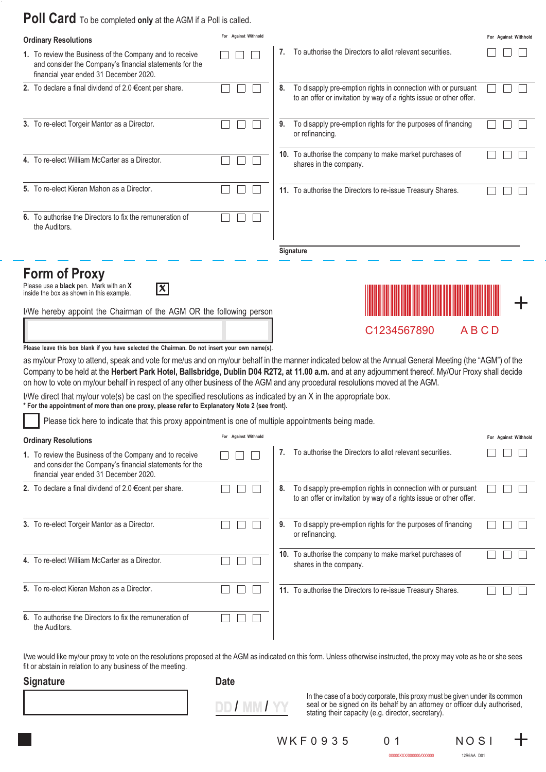## Poll Card

To be completed **only** at the AGM if a Poll is called.

### Ordinary Resolutions

| | Resolution | For | Against | Withhold |
|---|---|---|---|---|
| 1. | To review the Business of the Company and to receive and consider the Company's financial statements for the financial year ended 31 December 2020. | ☐ | ☐ | ☐ |
| 2. | To declare a final dividend of 2.0 €cent per share. | ☐ | ☐ | ☐ |
| 3. | To re-elect Torgeir Mantor as a Director. | ☐ | ☐ | ☐ |
| 4. | To re-elect William McCarter as a Director. | ☐ | ☐ | ☐ |
| 5. | To re-elect Kieran Mahon as a Director. | ☐ | ☐ | ☐ |
| 6. | To authorise the Directors to fix the remuneration of the Auditors. | ☐ | ☐ | ☐ |
| 7. | To authorise the Directors to allot relevant securities. | ☐ | ☐ | ☐ |
| 8. | To disapply pre-emption rights in connection with or pursuant to an offer or invitation by way of a rights issue or other offer. | ☐ | ☐ | ☐ |
| 9. | To disapply pre-emption rights for the purposes of financing or refinancing. | ☐ | ☐ | ☐ |
| 10. | To authorise the company to make market purchases of shares in the company. | ☐ | ☐ | ☐ |
| 11. | To authorise the Directors to re-issue Treasury Shares. | ☐ | ☐ | ☐ |

Signature

---

## Form of Proxy

Please use a **black** pen. Mark with an **X** inside the box as shown in this example. ☒

C1234567890 A B C D

I/We hereby appoint the Chairman of the AGM OR the following person

**Please leave this box blank if you have selected the Chairman. Do not insert your own name(s).**

as my/our Proxy to attend, speak and vote for me/us and on my/our behalf in the manner indicated below at the Annual General Meeting (the "AGM") of the Company to be held at the **Herbert Park Hotel, Ballsbridge, Dublin D04 R2T2, at 11.00 a.m.** and at any adjournment thereof. My/Our Proxy shall decide on how to vote on my/our behalf in respect of any other business of the AGM and any procedural resolutions moved at the AGM.

I/We direct that my/our vote(s) be cast on the specified resolutions as indicated by an X in the appropriate box.
**\* For the appointment of more than one proxy, please refer to Explanatory Note 2 (see front).**

☐ Please tick here to indicate that this proxy appointment is one of multiple appointments being made.

### Ordinary Resolutions

| | Resolution | For | Against | Withhold |
|---|---|---|---|---|
| 1. | To review the Business of the Company and to receive and consider the Company's financial statements for the financial year ended 31 December 2020. | ☐ | ☐ | ☐ |
| 2. | To declare a final dividend of 2.0 €cent per share. | ☐ | ☐ | ☐ |
| 3. | To re-elect Torgeir Mantor as a Director. | ☐ | ☐ | ☐ |
| 4. | To re-elect William McCarter as a Director. | ☐ | ☐ | ☐ |
| 5. | To re-elect Kieran Mahon as a Director. | ☐ | ☐ | ☐ |
| 6. | To authorise the Directors to fix the remuneration of the Auditors. | ☐ | ☐ | ☐ |
| 7. | To authorise the Directors to allot relevant securities. | ☐ | ☐ | ☐ |
| 8. | To disapply pre-emption rights in connection with or pursuant to an offer or invitation by way of a rights issue or other offer. | ☐ | ☐ | ☐ |
| 9. | To disapply pre-emption rights for the purposes of financing or refinancing. | ☐ | ☐ | ☐ |
| 10. | To authorise the company to make market purchases of shares in the company. | ☐ | ☐ | ☐ |
| 11. | To authorise the Directors to re-issue Treasury Shares. | ☐ | ☐ | ☐ |

I/we would like my/our proxy to vote on the resolutions proposed at the AGM as indicated on this form. Unless otherwise instructed, the proxy may vote as he or she sees fit or abstain in relation to any business of the meeting.

**Signature**

**Date**

DD / MM / YY

In the case of a body corporate, this proxy must be given under its common seal or be signed on its behalf by an attorney or officer duly authorised, stating their capacity (e.g. director, secretary).

W K F 0 9 3 5 0 1 N O S I

00000XXX/000000/000000 12R6AA D01